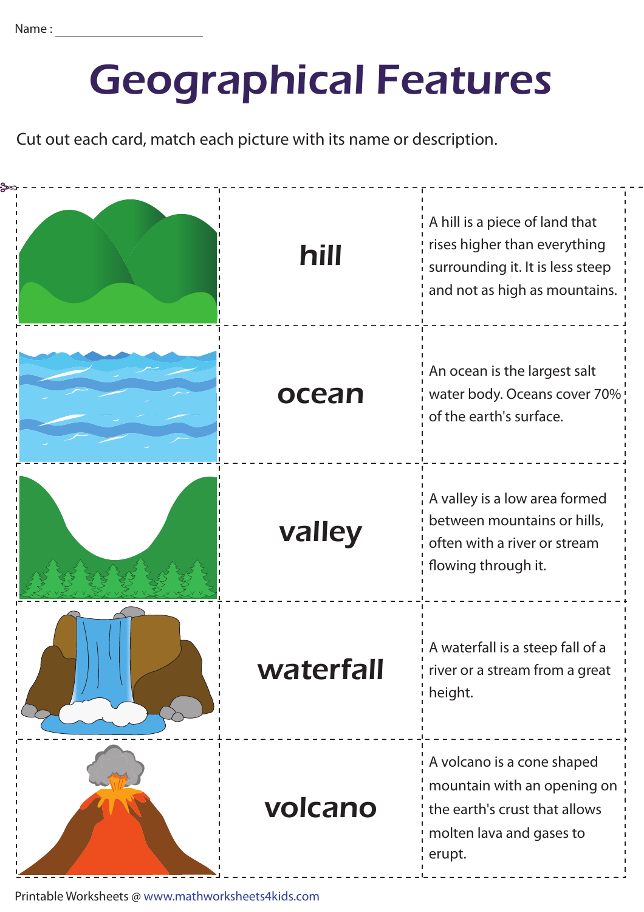Name : ______________________

# Geographical Features

Cut out each card, match each picture with its name or description.

| | | |
|---|---|---|
| | **hill** | A hill is a piece of land that rises higher than everything surrounding it. It is less steep and not as high as mountains. |
| | **ocean** | An ocean is the largest salt water body. Oceans cover 70% of the earth's surface. |
| | **valley** | A valley is a low area formed between mountains or hills, often with a river or stream flowing through it. |
| | **waterfall** | A waterfall is a steep fall of a river or a stream from a great height. |
| | **volcano** | A volcano is a cone shaped mountain with an opening on the earth's crust that allows molten lava and gases to erupt. |

Printable Worksheets @ www.mathworksheets4kids.com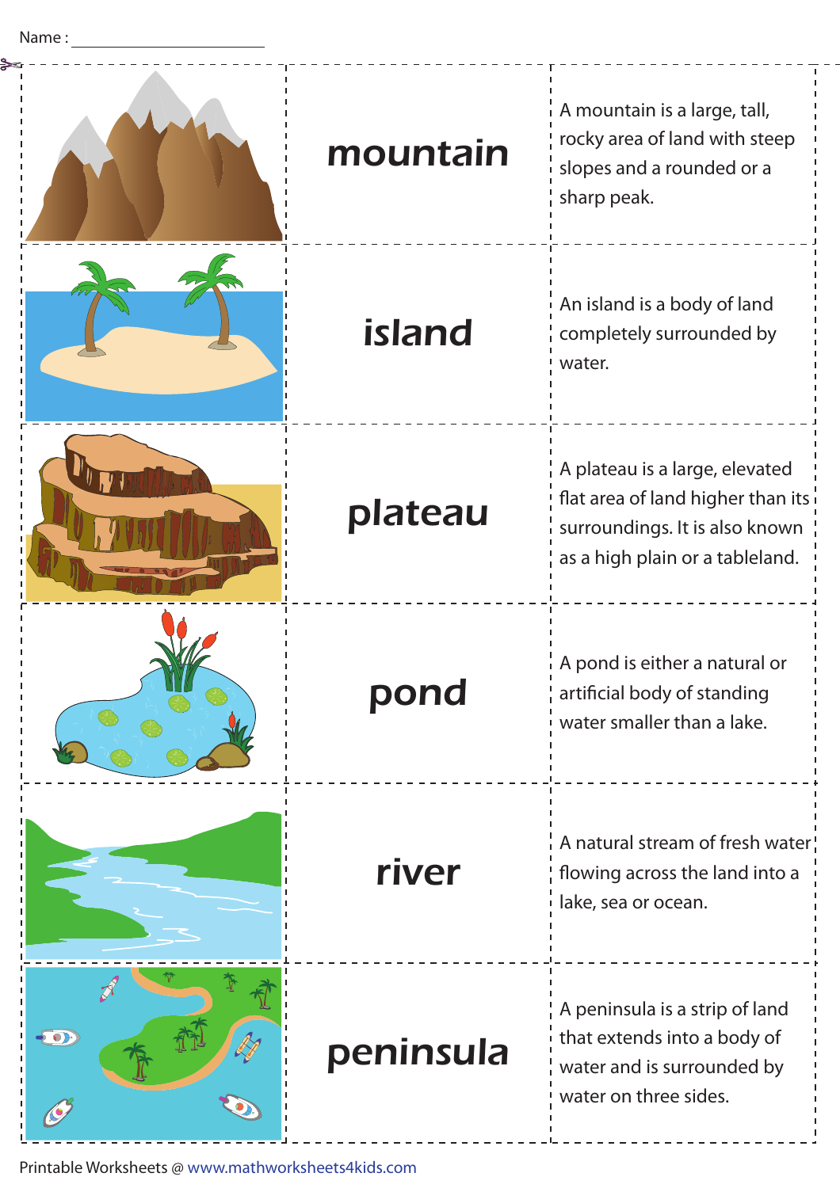Name : ____________________

| | | |
|---|---|---|
| | **mountain** | A mountain is a large, tall, rocky area of land with steep slopes and a rounded or a sharp peak. |
| | **island** | An island is a body of land completely surrounded by water. |
| | **plateau** | A plateau is a large, elevated flat area of land higher than its surroundings. It is also known as a high plain or a tableland. |
| | **pond** | A pond is either a natural or artificial body of standing water smaller than a lake. |
| | **river** | A natural stream of fresh water flowing across the land into a lake, sea or ocean. |
| | **peninsula** | A peninsula is a strip of land that extends into a body of water and is surrounded by water on three sides. |

Printable Worksheets @ www.mathworksheets4kids.com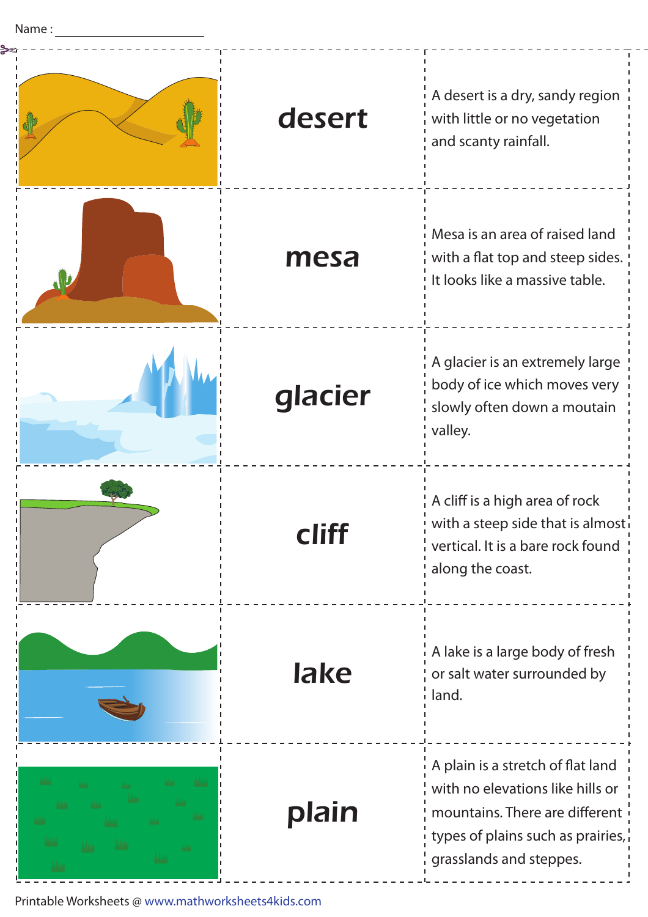Name : ______________________

| | | |
|---|---|---|
| | **desert** | A desert is a dry, sandy region with little or no vegetation and scanty rainfall. |
| | **mesa** | Mesa is an area of raised land with a flat top and steep sides. It looks like a massive table. |
| | **glacier** | A glacier is an extremely large body of ice which moves very slowly often down a moutain valley. |
| | **cliff** | A cliff is a high area of rock with a steep side that is almost vertical. It is a bare rock found along the coast. |
| | **lake** | A lake is a large body of fresh or salt water surrounded by land. |
| | **plain** | A plain is a stretch of flat land with no elevations like hills or mountains. There are different types of plains such as prairies, grasslands and steppes. |

Printable Worksheets @ www.mathworksheets4kids.com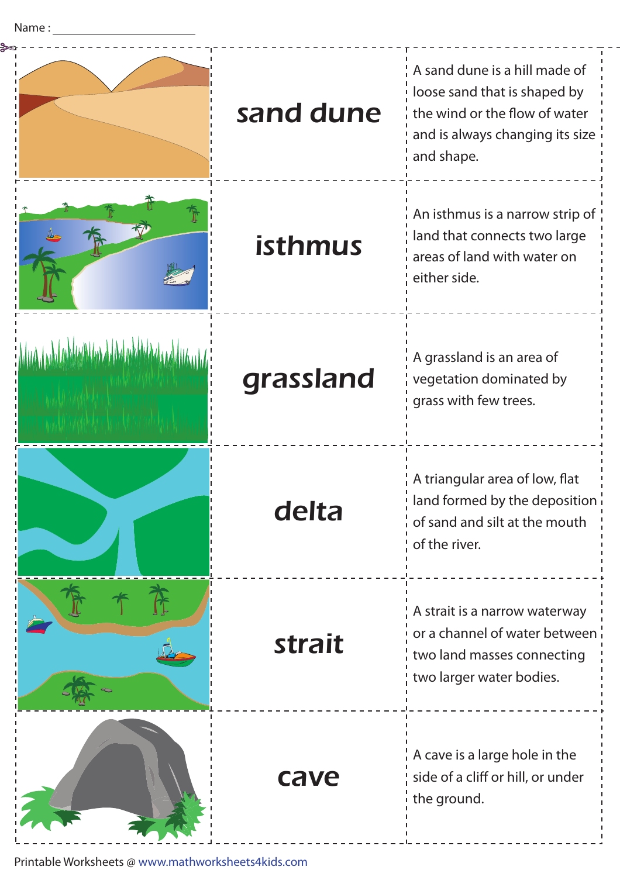Name : ______________________

| | | |
|---|---|---|
| | **sand dune** | A sand dune is a hill made of loose sand that is shaped by the wind or the flow of water and is always changing its size and shape. |
| | **isthmus** | An isthmus is a narrow strip of land that connects two large areas of land with water on either side. |
| | **grassland** | A grassland is an area of vegetation dominated by grass with few trees. |
| | **delta** | A triangular area of low, flat land formed by the deposition of sand and silt at the mouth of the river. |
| | **strait** | A strait is a narrow waterway or a channel of water between two land masses connecting two larger water bodies. |
| | **cave** | A cave is a large hole in the side of a cliff or hill, or under the ground. |

Printable Worksheets @ www.mathworksheets4kids.com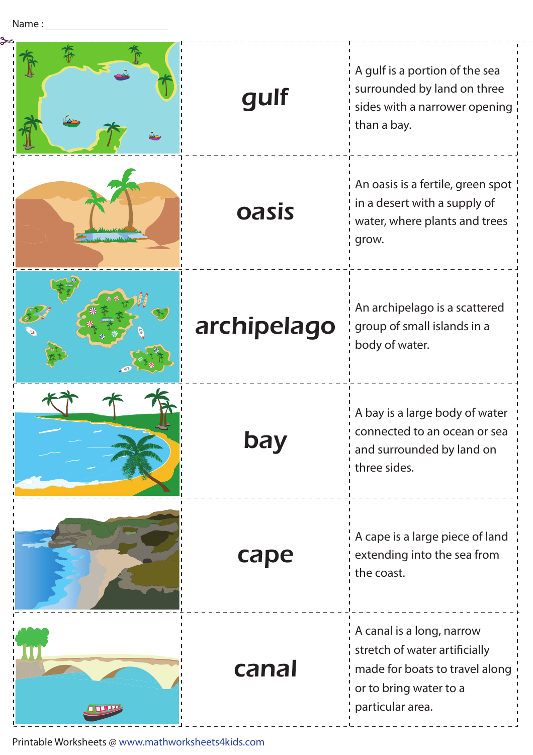Name : ______________________

| | | |
|---|---|---|
| | gulf | A gulf is a portion of the sea surrounded by land on three sides with a narrower opening than a bay. |
| | oasis | An oasis is a fertile, green spot in a desert with a supply of water, where plants and trees grow. |
| | archipelago | An archipelago is a scattered group of small islands in a body of water. |
| | bay | A bay is a large body of water connected to an ocean or sea and surrounded by land on three sides. |
| | cape | A cape is a large piece of land extending into the sea from the coast. |
| | canal | A canal is a long, narrow stretch of water artificially made for boats to travel along or to bring water to a particular area. |

Printable Worksheets @ www.mathworksheets4kids.com